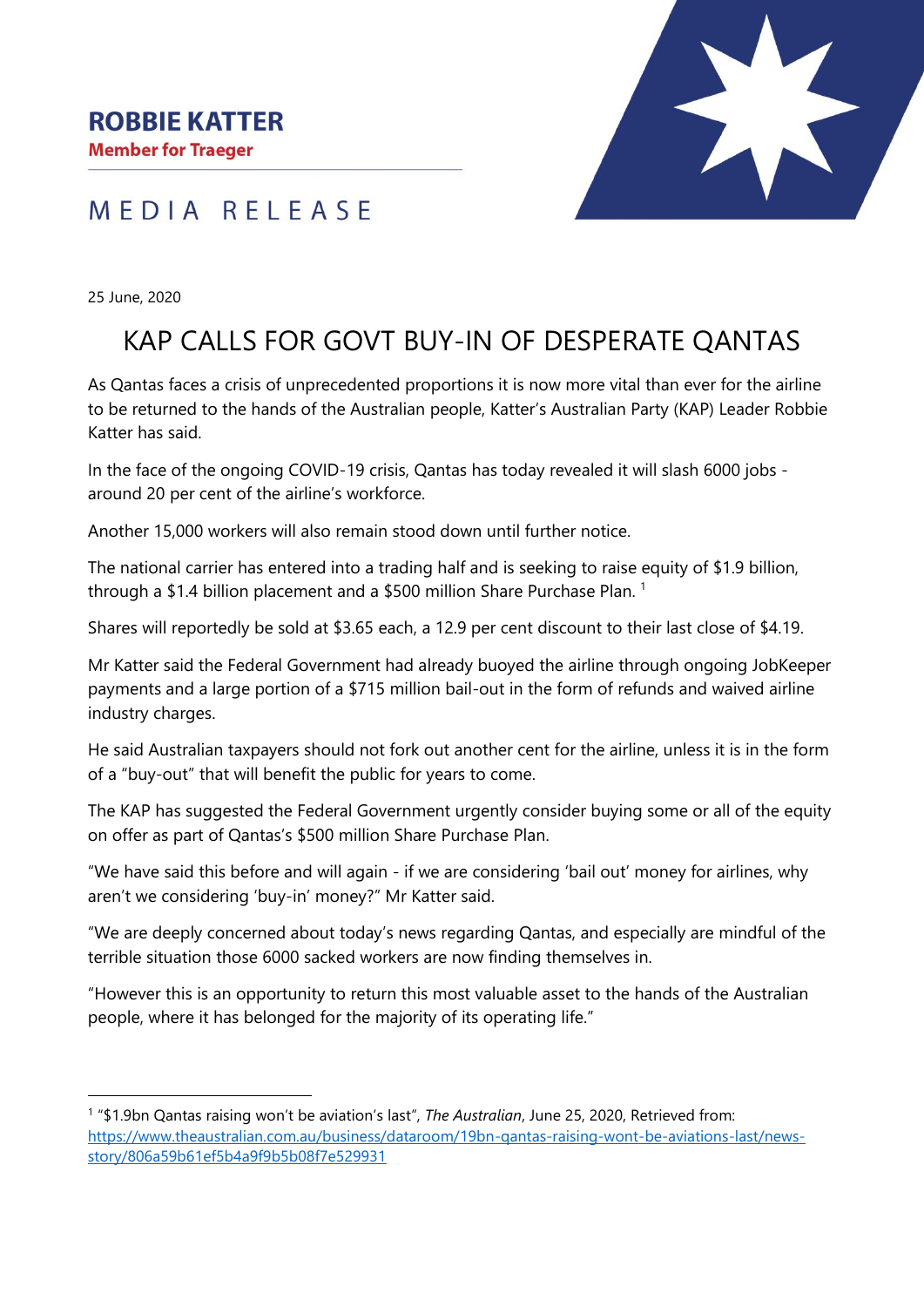**ROBBIE KATTER**

**Member for Traeger**

MEDIA RELEASE

25 June, 2020

# KAP CALLS FOR GOVT BUY-IN OF DESPERATE QANTAS

As Qantas faces a crisis of unprecedented proportions it is now more vital than ever for the airline to be returned to the hands of the Australian people, Katter's Australian Party (KAP) Leader Robbie Katter has said.

In the face of the ongoing COVID-19 crisis, Qantas has today revealed it will slash 6000 jobs - around 20 per cent of the airline's workforce.

Another 15,000 workers will also remain stood down until further notice.

The national carrier has entered into a trading half and is seeking to raise equity of $1.9 billion, through a $1.4 billion placement and a $500 million Share Purchase Plan. [1]

Shares will reportedly be sold at $3.65 each, a 12.9 per cent discount to their last close of $4.19.

Mr Katter said the Federal Government had already buoyed the airline through ongoing JobKeeper payments and a large portion of a $715 million bail-out in the form of refunds and waived airline industry charges.

He said Australian taxpayers should not fork out another cent for the airline, unless it is in the form of a "buy-out" that will benefit the public for years to come.

The KAP has suggested the Federal Government urgently consider buying some or all of the equity on offer as part of Qantas's $500 million Share Purchase Plan.

"We have said this before and will again - if we are considering 'bail out' money for airlines, why aren't we considering 'buy-in' money?" Mr Katter said.

"We are deeply concerned about today's news regarding Qantas, and especially are mindful of the terrible situation those 6000 sacked workers are now finding themselves in.

"However this is an opportunity to return this most valuable asset to the hands of the Australian people, where it has belonged for the majority of its operating life."

---

[1] "$1.9bn Qantas raising won't be aviation's last", *The Australian*, June 25, 2020, Retrieved from: https://www.theaustralian.com.au/business/dataroom/19bn-qantas-raising-wont-be-aviations-last/news-story/806a59b61ef5b4a9f9b5b08f7e529931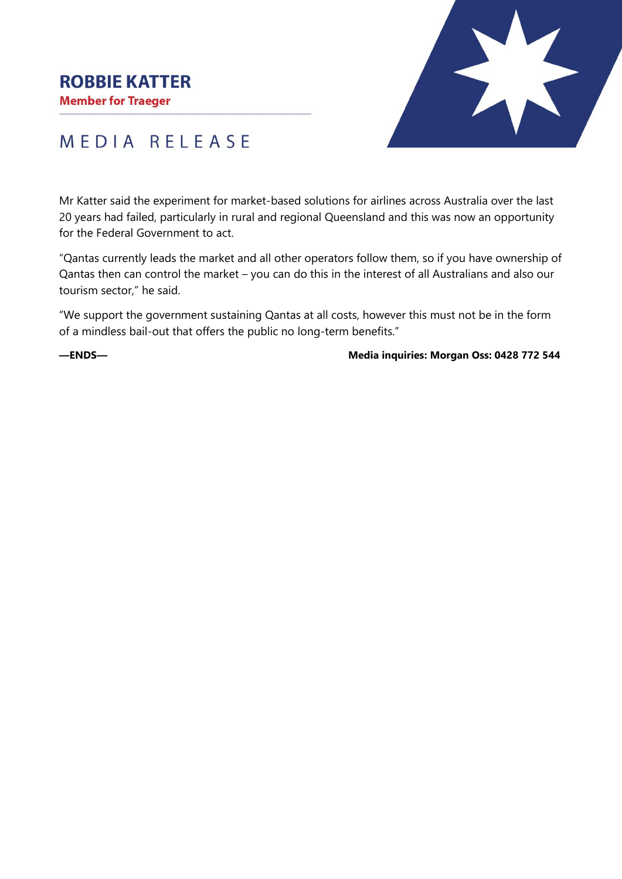# ROBBIE KATTER

**Member for Traeger**

MEDIA RELEASE

Mr Katter said the experiment for market-based solutions for airlines across Australia over the last 20 years had failed, particularly in rural and regional Queensland and this was now an opportunity for the Federal Government to act.

"Qantas currently leads the market and all other operators follow them, so if you have ownership of Qantas then can control the market – you can do this in the interest of all Australians and also our tourism sector," he said.

"We support the government sustaining Qantas at all costs, however this must not be in the form of a mindless bail-out that offers the public no long-term benefits."

**—ENDS—**

**Media inquiries: Morgan Oss: 0428 772 544**